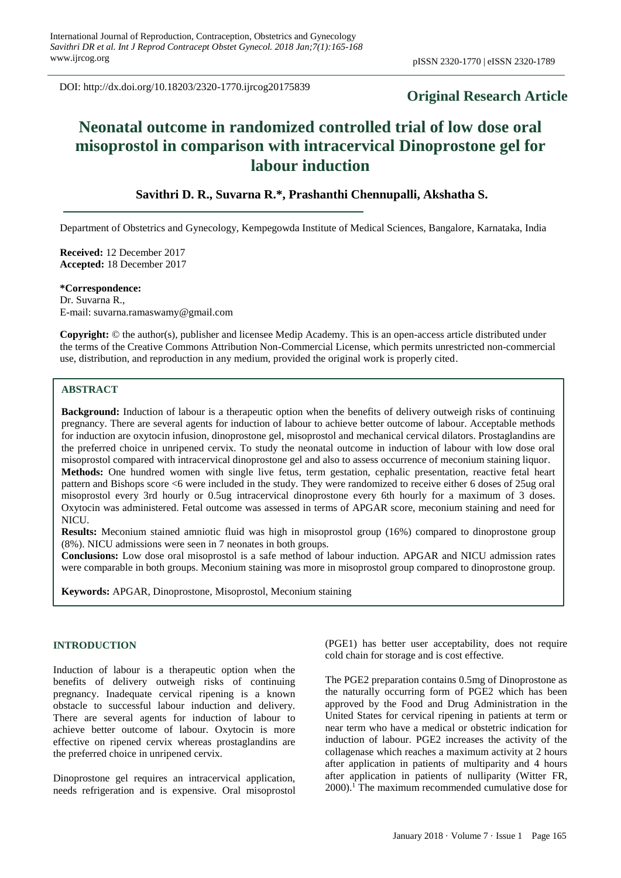DOI: http://dx.doi.org/10.18203/2320-1770.ijrcog20175839

**Original Research Article**

# Neonatal outcome in randomized controlled trial of low dose oral misoprostol in comparison with intracervical Dinoprostone gel for labour induction

**Savithri D. R., Suvarna R.*, Prashanthi Chennupalli, Akshatha S.**

Department of Obstetrics and Gynecology, Kempegowda Institute of Medical Sciences, Bangalore, Karnataka, India

**Received:** 12 December 2017
**Accepted:** 18 December 2017

**\*Correspondence:**
Dr. Suvarna R.,
E-mail: suvarna.ramaswamy@gmail.com

**Copyright:** © the author(s), publisher and licensee Medip Academy. This is an open-access article distributed under the terms of the Creative Commons Attribution Non-Commercial License, which permits unrestricted non-commercial use, distribution, and reproduction in any medium, provided the original work is properly cited.

## ABSTRACT

**Background:** Induction of labour is a therapeutic option when the benefits of delivery outweigh risks of continuing pregnancy. There are several agents for induction of labour to achieve better outcome of labour. Acceptable methods for induction are oxytocin infusion, dinoprostone gel, misoprostol and mechanical cervical dilators. Prostaglandins are the preferred choice in unripened cervix. To study the neonatal outcome in induction of labour with low dose oral misoprostol compared with intracervical dinoprostone gel and also to assess occurrence of meconium staining liquor.

**Methods:** One hundred women with single live fetus, term gestation, cephalic presentation, reactive fetal heart pattern and Bishops score <6 were included in the study. They were randomized to receive either 6 doses of 25ug oral misoprostol every 3rd hourly or 0.5ug intracervical dinoprostone every 6th hourly for a maximum of 3 doses. Oxytocin was administered. Fetal outcome was assessed in terms of APGAR score, meconium staining and need for NICU.

**Results:** Meconium stained amniotic fluid was high in misoprostol group (16%) compared to dinoprostone group (8%). NICU admissions were seen in 7 neonates in both groups.

**Conclusions:** Low dose oral misoprostol is a safe method of labour induction. APGAR and NICU admission rates were comparable in both groups. Meconium staining was more in misoprostol group compared to dinoprostone group.

**Keywords:** APGAR, Dinoprostone, Misoprostol, Meconium staining

## INTRODUCTION

Induction of labour is a therapeutic option when the benefits of delivery outweigh risks of continuing pregnancy. Inadequate cervical ripening is a known obstacle to successful labour induction and delivery. There are several agents for induction of labour to achieve better outcome of labour. Oxytocin is more effective on ripened cervix whereas prostaglandins are the preferred choice in unripened cervix.

Dinoprostone gel requires an intracervical application, needs refrigeration and is expensive. Oral misoprostol (PGE1) has better user acceptability, does not require cold chain for storage and is cost effective.

The PGE2 preparation contains 0.5mg of Dinoprostone as the naturally occurring form of PGE2 which has been approved by the Food and Drug Administration in the United States for cervical ripening in patients at term or near term who have a medical or obstetric indication for induction of labour. PGE2 increases the activity of the collagenase which reaches a maximum activity at 2 hours after application in patients of multiparity and 4 hours after application in patients of nulliparity (Witter FR, 2000).[1] The maximum recommended cumulative dose for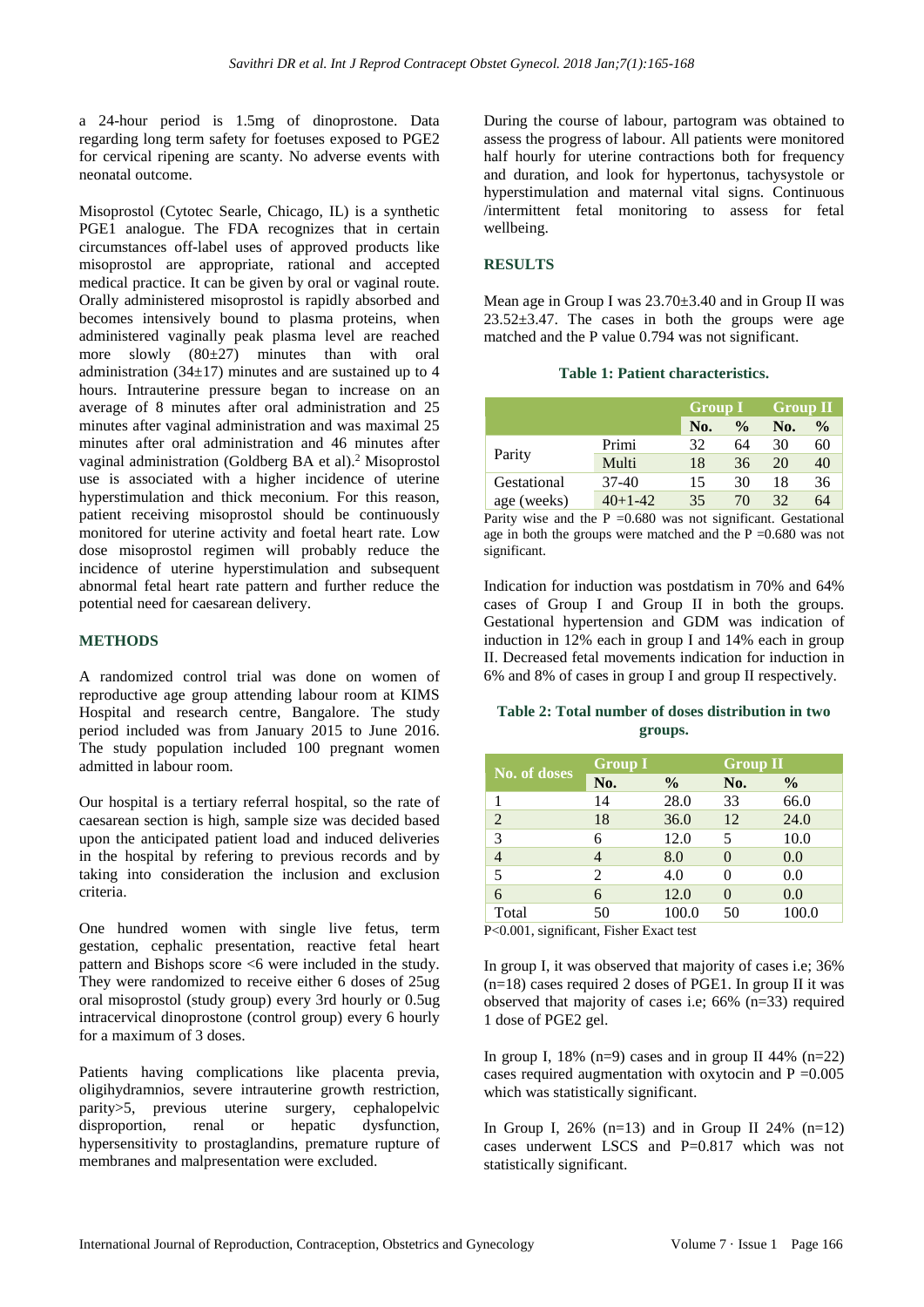a 24-hour period is 1.5mg of dinoprostone. Data regarding long term safety for foetuses exposed to PGE2 for cervical ripening are scanty. No adverse events with neonatal outcome.

Misoprostol (Cytotec Searle, Chicago, IL) is a synthetic PGE1 analogue. The FDA recognizes that in certain circumstances off-label uses of approved products like misoprostol are appropriate, rational and accepted medical practice. It can be given by oral or vaginal route. Orally administered misoprostol is rapidly absorbed and becomes intensively bound to plasma proteins, when administered vaginally peak plasma level are reached more slowly (80±27) minutes than with oral administration (34±17) minutes and are sustained up to 4 hours. Intrauterine pressure began to increase on an average of 8 minutes after oral administration and 25 minutes after vaginal administration and was maximal 25 minutes after oral administration and 46 minutes after vaginal administration (Goldberg BA et al).[2] Misoprostol use is associated with a higher incidence of uterine hyperstimulation and thick meconium. For this reason, patient receiving misoprostol should be continuously monitored for uterine activity and foetal heart rate. Low dose misoprostol regimen will probably reduce the incidence of uterine hyperstimulation and subsequent abnormal fetal heart rate pattern and further reduce the potential need for caesarean delivery.

## METHODS

A randomized control trial was done on women of reproductive age group attending labour room at KIMS Hospital and research centre, Bangalore. The study period included was from January 2015 to June 2016. The study population included 100 pregnant women admitted in labour room.

Our hospital is a tertiary referral hospital, so the rate of caesarean section is high, sample size was decided based upon the anticipated patient load and induced deliveries in the hospital by refering to previous records and by taking into consideration the inclusion and exclusion criteria.

One hundred women with single live fetus, term gestation, cephalic presentation, reactive fetal heart pattern and Bishops score <6 were included in the study. They were randomized to receive either 6 doses of 25ug oral misoprostol (study group) every 3rd hourly or 0.5ug intracervical dinoprostone (control group) every 6 hourly for a maximum of 3 doses.

Patients having complications like placenta previa, oligihydramnios, severe intrauterine growth restriction, parity>5, previous uterine surgery, cephalopelvic disproportion, renal or hepatic dysfunction, hypersensitivity to prostaglandins, premature rupture of membranes and malpresentation were excluded.

During the course of labour, partogram was obtained to assess the progress of labour. All patients were monitored half hourly for uterine contractions both for frequency and duration, and look for hypertonus, tachysystole or hyperstimulation and maternal vital signs. Continuous /intermittent fetal monitoring to assess for fetal wellbeing.

## RESULTS

Mean age in Group I was 23.70±3.40 and in Group II was 23.52±3.47. The cases in both the groups were age matched and the P value 0.794 was not significant.

**Table 1: Patient characteristics.**

| | | Group I | | Group II | |
|---|---|---|---|---|---|
| | | No. | % | No. | % |
| Parity | Primi | 32 | 64 | 30 | 60 |
| | Multi | 18 | 36 | 20 | 40 |
| Gestational age (weeks) | 37-40 | 15 | 30 | 18 | 36 |
| | 40+1-42 | 35 | 70 | 32 | 64 |

Parity wise and the P =0.680 was not significant. Gestational age in both the groups were matched and the P =0.680 was not significant.

Indication for induction was postdatism in 70% and 64% cases of Group I and Group II in both the groups. Gestational hypertension and GDM was indication of induction in 12% each in group I and 14% each in group II. Decreased fetal movements indication for induction in 6% and 8% of cases in group I and group II respectively.

**Table 2: Total number of doses distribution in two groups.**

| No. of doses | Group I | | Group II | |
|---|---|---|---|---|
| | No. | % | No. | % |
| 1 | 14 | 28.0 | 33 | 66.0 |
| 2 | 18 | 36.0 | 12 | 24.0 |
| 3 | 6 | 12.0 | 5 | 10.0 |
| 4 | 4 | 8.0 | 0 | 0.0 |
| 5 | 2 | 4.0 | 0 | 0.0 |
| 6 | 6 | 12.0 | 0 | 0.0 |
| Total | 50 | 100.0 | 50 | 100.0 |

P<0.001, significant, Fisher Exact test

In group I, it was observed that majority of cases i.e; 36% (n=18) cases required 2 doses of PGE1. In group II it was observed that majority of cases i.e; 66% (n=33) required 1 dose of PGE2 gel.

In group I, 18% (n=9) cases and in group II 44% (n=22) cases required augmentation with oxytocin and P =0.005 which was statistically significant.

In Group I, 26% (n=13) and in Group II 24% (n=12) cases underwent LSCS and P=0.817 which was not statistically significant.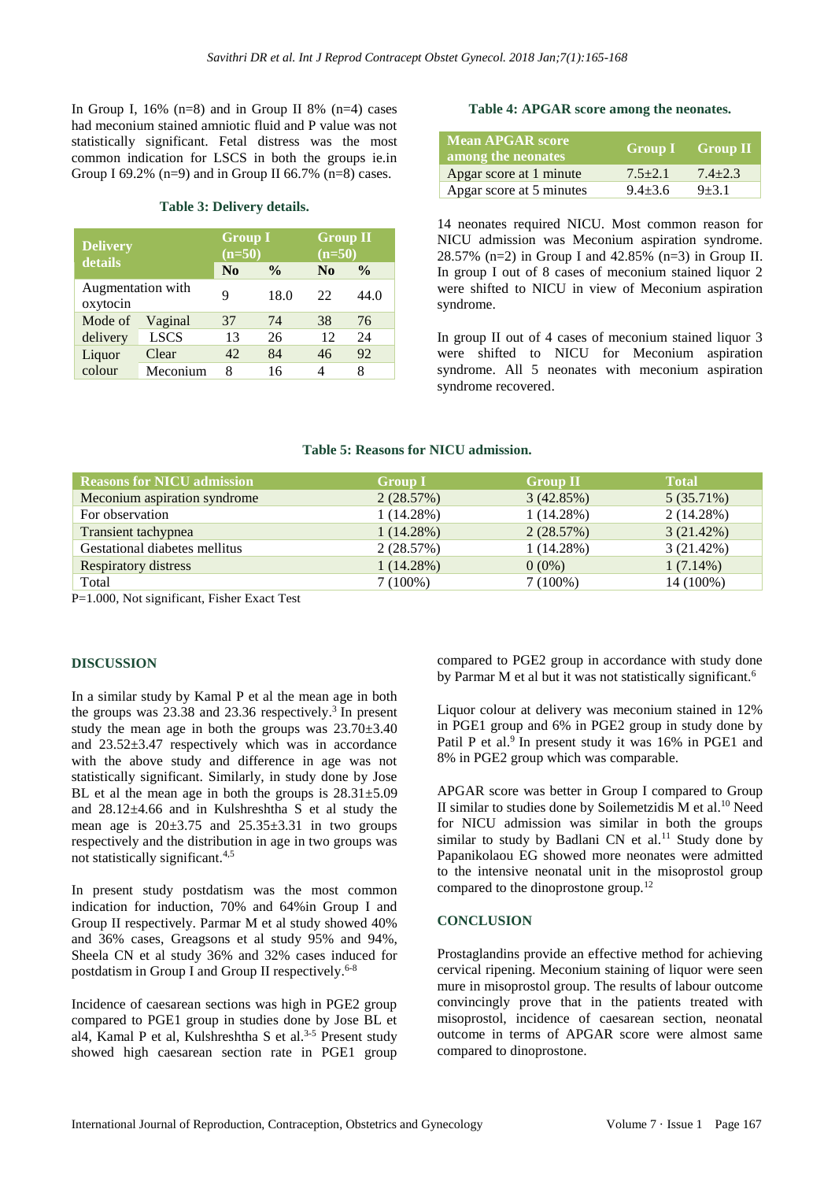In Group I, 16% (n=8) and in Group II 8% (n=4) cases had meconium stained amniotic fluid and P value was not statistically significant. Fetal distress was the most common indication for LSCS in both the groups ie.in Group I 69.2% (n=9) and in Group II 66.7% (n=8) cases.

**Table 3: Delivery details.**

| Delivery details | | Group I (n=50) | | Group II (n=50) | |
|---|---|---|---|---|---|
| | | No | % | No | % |
| Augmentation with oxytocin | | 9 | 18.0 | 22 | 44.0 |
| Mode of delivery | Vaginal | 37 | 74 | 38 | 76 |
| | LSCS | 13 | 26 | 12 | 24 |
| Liquor colour | Clear | 42 | 84 | 46 | 92 |
| | Meconium | 8 | 16 | 4 | 8 |

**Table 4: APGAR score among the neonates.**

| Mean APGAR score among the neonates | Group I | Group II |
|---|---|---|
| Apgar score at 1 minute | 7.5±2.1 | 7.4±2.3 |
| Apgar score at 5 minutes | 9.4±3.6 | 9±3.1 |

14 neonates required NICU. Most common reason for NICU admission was Meconium aspiration syndrome. 28.57% (n=2) in Group I and 42.85% (n=3) in Group II. In group I out of 8 cases of meconium stained liquor 2 were shifted to NICU in view of Meconium aspiration syndrome.

In group II out of 4 cases of meconium stained liquor 3 were shifted to NICU for Meconium aspiration syndrome. All 5 neonates with meconium aspiration syndrome recovered.

**Table 5: Reasons for NICU admission.**

| Reasons for NICU admission | Group I | Group II | Total |
|---|---|---|---|
| Meconium aspiration syndrome | 2 (28.57%) | 3 (42.85%) | 5 (35.71%) |
| For observation | 1 (14.28%) | 1 (14.28%) | 2 (14.28%) |
| Transient tachypnea | 1 (14.28%) | 2 (28.57%) | 3 (21.42%) |
| Gestational diabetes mellitus | 2 (28.57%) | 1 (14.28%) | 3 (21.42%) |
| Respiratory distress | 1 (14.28%) | 0 (0%) | 1 (7.14%) |
| Total | 7 (100%) | 7 (100%) | 14 (100%) |

P=1.000, Not significant, Fisher Exact Test

## DISCUSSION

In a similar study by Kamal P et al the mean age in both the groups was 23.38 and 23.36 respectively.[3] In present study the mean age in both the groups was 23.70±3.40 and 23.52±3.47 respectively which was in accordance with the above study and difference in age was not statistically significant. Similarly, in study done by Jose BL et al the mean age in both the groups is 28.31±5.09 and 28.12±4.66 and in Kulshreshtha S et al study the mean age is 20±3.75 and 25.35±3.31 in two groups respectively and the distribution in age in two groups was not statistically significant.[4,5]

In present study postdatism was the most common indication for induction, 70% and 64%in Group I and Group II respectively. Parmar M et al study showed 40% and 36% cases, Greagsons et al study 95% and 94%, Sheela CN et al study 36% and 32% cases induced for postdatism in Group I and Group II respectively.[6-8]

Incidence of caesarean sections was high in PGE2 group compared to PGE1 group in studies done by Jose BL et al4, Kamal P et al, Kulshreshtha S et al.[3-5] Present study showed high caesarean section rate in PGE1 group compared to PGE2 group in accordance with study done by Parmar M et al but it was not statistically significant.[6]

Liquor colour at delivery was meconium stained in 12% in PGE1 group and 6% in PGE2 group in study done by Patil P et al.[9] In present study it was 16% in PGE1 and 8% in PGE2 group which was comparable.

APGAR score was better in Group I compared to Group II similar to studies done by Soilemetzidis M et al.[10] Need for NICU admission was similar in both the groups similar to study by Badlani CN et al.[11] Study done by Papanikolaou EG showed more neonates were admitted to the intensive neonatal unit in the misoprostol group compared to the dinoprostone group.[12]

## CONCLUSION

Prostaglandins provide an effective method for achieving cervical ripening. Meconium staining of liquor were seen mure in misoprostol group. The results of labour outcome convincingly prove that in the patients treated with misoprostol, incidence of caesarean section, neonatal outcome in terms of APGAR score were almost same compared to dinoprostone.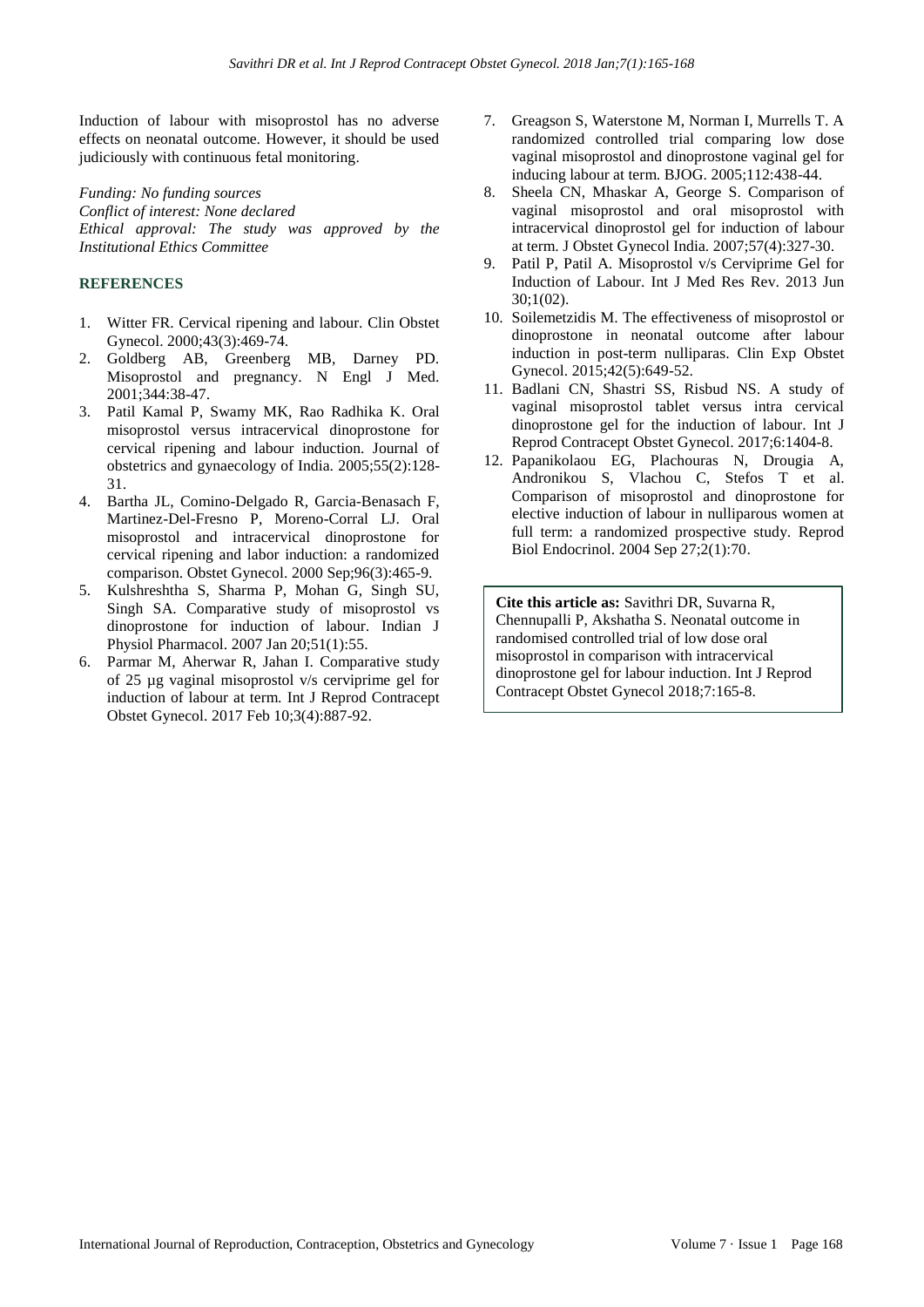Induction of labour with misoprostol has no adverse effects on neonatal outcome. However, it should be used judiciously with continuous fetal monitoring.

*Funding: No funding sources*
*Conflict of interest: None declared*
*Ethical approval: The study was approved by the Institutional Ethics Committee*

## REFERENCES

1. Witter FR. Cervical ripening and labour. Clin Obstet Gynecol. 2000;43(3):469-74.
2. Goldberg AB, Greenberg MB, Darney PD. Misoprostol and pregnancy. N Engl J Med. 2001;344:38-47.
3. Patil Kamal P, Swamy MK, Rao Radhika K. Oral misoprostol versus intracervical dinoprostone for cervical ripening and labour induction. Journal of obstetrics and gynaecology of India. 2005;55(2):128-31.
4. Bartha JL, Comino-Delgado R, Garcia-Benasach F, Martinez-Del-Fresno P, Moreno-Corral LJ. Oral misoprostol and intracervical dinoprostone for cervical ripening and labor induction: a randomized comparison. Obstet Gynecol. 2000 Sep;96(3):465-9.
5. Kulshreshtha S, Sharma P, Mohan G, Singh SU, Singh SA. Comparative study of misoprostol vs dinoprostone for induction of labour. Indian J Physiol Pharmacol. 2007 Jan 20;51(1):55.
6. Parmar M, Aherwar R, Jahan I. Comparative study of 25 µg vaginal misoprostol v/s cerviprime gel for induction of labour at term. Int J Reprod Contracept Obstet Gynecol. 2017 Feb 10;3(4):887-92.
7. Greagson S, Waterstone M, Norman I, Murrells T. A randomized controlled trial comparing low dose vaginal misoprostol and dinoprostone vaginal gel for inducing labour at term. BJOG. 2005;112:438-44.
8. Sheela CN, Mhaskar A, George S. Comparison of vaginal misoprostol and oral misoprostol with intracervical dinoprostol gel for induction of labour at term. J Obstet Gynecol India. 2007;57(4):327-30.
9. Patil P, Patil A. Misoprostol v/s Cerviprime Gel for Induction of Labour. Int J Med Res Rev. 2013 Jun 30;1(02).
10. Soilemetzidis M. The effectiveness of misoprostol or dinoprostone in neonatal outcome after labour induction in post-term nulliparas. Clin Exp Obstet Gynecol. 2015;42(5):649-52.
11. Badlani CN, Shastri SS, Risbud NS. A study of vaginal misoprostol tablet versus intra cervical dinoprostone gel for the induction of labour. Int J Reprod Contracept Obstet Gynecol. 2017;6:1404-8.
12. Papanikolaou EG, Plachouras N, Drougia A, Andronikou S, Vlachou C, Stefos T et al. Comparison of misoprostol and dinoprostone for elective induction of labour in nulliparous women at full term: a randomized prospective study. Reprod Biol Endocrinol. 2004 Sep 27;2(1):70.

**Cite this article as:** Savithri DR, Suvarna R, Chennupalli P, Akshatha S. Neonatal outcome in randomised controlled trial of low dose oral misoprostol in comparison with intracervical dinoprostone gel for labour induction. Int J Reprod Contracept Obstet Gynecol 2018;7:165-8.